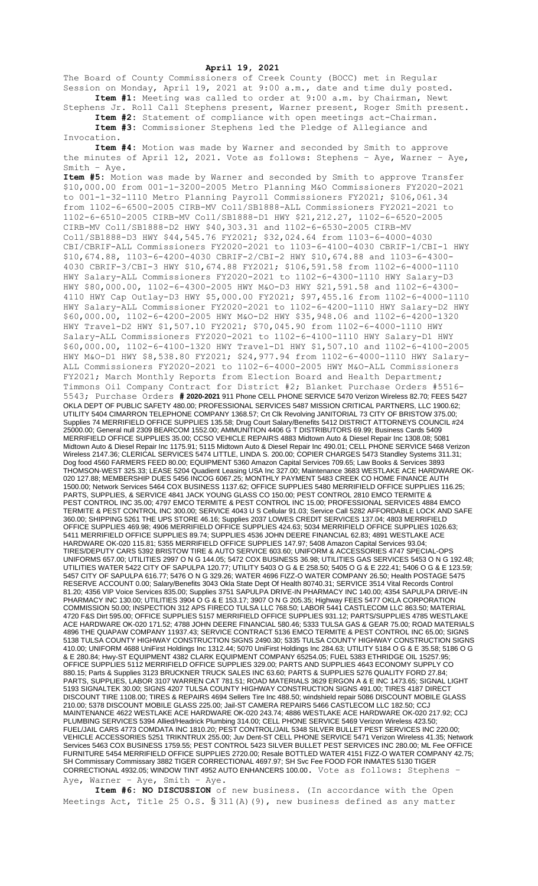**April 19, 2021**

The Board of County Commissioners of Creek County (BOCC) met in Regular Session on Monday, April 19, 2021 at 9:00 a.m., date and time duly posted.

**Item #1:** Meeting was called to order at 9:00 a.m. by Chairman, Newt Stephens Jr. Roll Call Stephens present, Warner present, Roger Smith present.

**Item #2:** Statement of compliance with open meetings act-Chairman.

**Item #3:** Commissioner Stephens led the Pledge of Allegiance and Invocation.

**Item #4:** Motion was made by Warner and seconded by Smith to approve the minutes of April 12, 2021. Vote as follows: Stephens – Aye, Warner – Aye, Smith – Aye.

**Item #5:** Motion was made by Warner and seconded by Smith to approve Transfer $10,000.00 from 001-1-3200-2005 Metro Planning M&O Commissioners FY2020-2021 to 001-1-32-1110 Metro Planning Payroll Commissioners FY2021; $106,061.34 from 1102-6-6500-2005 CIRB-MV Coll/SB1888-ALL Commissioners FY2021-2021 to 1102-6-6510-2005 CIRB-MV Coll/SB1888-D1 HWY $21,212.27, 1102-6-6520-2005 CIRB-MV Coll/SB1888-D2 HWY $40,303.31 and 1102-6-6530-2005 CIRB-MV Coll/SB1888-D3 HWY $44,545.76 FY2021; $32,024.64 from 1103-6-4000-4030 CBI/CBRIF-ALL Commissioners FY2020-2021 to 1103-6-4100-4030 CBRIF-1/CBI-1 HWY $10,674.88, 1103-6-4200-4030 CBRIF-2/CBI-2 HWY $10,674.88 and 1103-6-4300-4030 CBRIF-3/CBI-3 HWY $10,674.88 FY2021; $106,591.58 from 1102-6-4000-1110 HWY Salary-ALL Commissioners FY2020-2021 to 1102-6-4300-1110 HWY Salary-D3 HWY $80,000.00, 1102-6-4300-2005 HWY M&O-D3 HWY $21,591.58 and 1102-6-4300-4110 HWY Cap Outlay-D3 HWY $5,000.00 FY2021; $97,455.16 from 1102-6-4000-1110 HWY Salary-ALL Commissioner FY2020-2021 to 1102-6-4200-1110 HWY Salary-D2 HWY $60,000.00, 1102-6-4200-2005 HWY M&O-D2 HWY $35,948.06 and 1102-6-4200-1320 HWY Travel-D2 HWY $1,507.10 FY2021; $70,045.90 from 1102-6-4000-1110 HWY Salary-ALL Commissioners FY2020-2021 to 1102-6-4100-1110 HWY Salary-D1 HWY $60,000.00, 1102-6-4100-1320 HWY Travel-D1 HWY $1,507.10 and 1102-6-4100-2005 HWY M&O-D1 HWY $8,538.80 FY2021; $24,977.94 from 1102-6-4000-1110 HWY Salary-ALL Commissioners FY2020-2021 to 1102-6-4000-2005 HWY M&O-ALL Commissioners FY2021; March Monthly Reports from Election Board and Health Department; Timmons Oil Company Contract for District #2; Blanket Purchase Orders #5516-5543; Purchase Orders **# 2020-2021** 911 Phone CELL PHONE SERVICE 5470 Verizon Wireless 82.70; FEES 5427 OKLA DEPT OF PUBLIC SAFETY 480.00; PROFESSIONAL SERVICES 5487 MISSION CRITICAL PARTNERS, LLC 1900.62; UTILITY 5404 CIMARRON TELEPHONE COMPANY 1368.57; Crt Clk Revolving JANITORIAL 73 CITY OF BRISTOW 375.00; Supplies 74 MERRIFIELD OFFICE SUPPLIES 135.58; Drug Court Salary/Benefits 5412 DISTRICT ATTORNEYS COUNCIL #24 25000.00; General null 2309 BEARCOM 1552.00; AMMUNITION 4406 G T DISTRIBUTORS 69.99; Business Cards 5409 MERRIFIELD OFFICE SUPPLIES 35.00; CCSO VEHICLE REPAIRS 4883 Midtown Auto & Diesel Repair Inc 1308.08; 5081 Midtown Auto & Diesel Repair Inc 1175.91; 5115 Midtown Auto & Diesel Repair Inc 490.01; CELL PHONE SERVICE 5468 Verizon Wireless 2147.36; CLERICAL SERVICES 5474 LITTLE, LINDA S. 200.00; COPIER CHARGES 5473 Standley Systems 311.31; Dog food 4560 FARMERS FEED 80.00; EQUIPMENT 5360 Amazon Capital Services 709.65; Law Books & Services 3893 THOMSON-WEST 325.33; LEASE 5204 Quadient Leasing USA Inc 327.00; Maintenance 3683 WESTLAKE ACE HARDWARE OK-020 127.88; MEMBERSHIP DUES 5456 INCOG 6067.25; MONTHLY PAYMENT 5483 CREEK CO HOME FINANCE AUTH 1500.00; Network Services 5464 COX BUSINESS 1137.62; OFFICE SUPPLIES 5480 MERRIFIELD OFFICE SUPPLIES 116.25; PARTS, SUPPLIES, & SERVICE 4841 JACK YOUNG GLASS CO 150.00; PEST CONTROL 2810 EMCO TERMITE & PEST CONTROL INC 35.00; 4797 EMCO TERMITE & PEST CONTROL INC 15.00; PROFESSIONAL SERVICES 4884 EMCO TERMITE & PEST CONTROL INC 300.00; SERVICE 4043 U S Cellular 91.03; Service Call 5282 AFFORDABLE LOCK AND SAFE 360.00; SHIPPING 5261 THE UPS STORE 46.16; Supplies 2037 LOWES CREDIT SERVICES 137.04; 4803 MERRIFIELD OFFICE SUPPLIES 469.98; 4906 MERRIFIELD OFFICE SUPPLIES 424.63; 5034 MERRIFIELD OFFICE SUPPLIES 1026.63; 5411 MERRIFIELD OFFICE SUPPLIES 89.74; SUPPLIES 4536 JOHN DEERE FINANCIAL 62.83; 4891 WESTLAKE ACE HARDWARE OK-020 115.81; 5355 MERRIFIELD OFFICE SUPPLIES 147.97; 5408 Amazon Capital Services 93.04; TIRES/DEPUTY CARS 5392 BRISTOW TIRE & AUTO SERVICE 603.60; UNIFORM & ACCESSORIES 4747 SPECIAL-OPS UNIFORMS 657.00; UTILITIES 2997 O N G 144.05; 5472 COX BUSINESS 36.98; UTILITIES GAS SERVICES 5453 O N G 192.48; UTILITIES WATER 5422 CITY OF SAPULPA 120.77; UTILITY 5403 O G & E 258.50; 5405 O G & E 222.41; 5406 O G & E 123.59; 5457 CITY OF SAPULPA 616.77; 5476 O N G 329.26; WATER 4696 FIZZ-O WATER COMPANY 26.50; Health POSTAGE 5475 RESERVE ACCOUNT 0.00; Salary/Benefits 3043 Okla State Dept Of Health 80740.31; SERVICE 3514 Vital Records Control 81.20; 4356 VIP Voice Services 835.00; Supplies 3751 SAPULPA DRIVE-IN PHARMACY INC 140.00; 4354 SAPULPA DRIVE-IN PHARMACY INC 130.00; UTILITIES 3904 O G & E 153.17; 3907 O N G 205.35; Highway FEES 5477 OKLA CORPORATION COMMISSION 50.00; INSPECTION 312 APS FIRECO TULSA LLC 768.50; LABOR 5441 CASTLECOM LLC 863.50; MATERIAL 4720 F&S Dirt 595.00; OFFICE SUPPLIES 5157 MERRIFIELD OFFICE SUPPLIES 931.12; PARTS/SUPPLIES 4785 WESTLAKE ACE HARDWARE OK-020 171.52; 4788 JOHN DEERE FINANCIAL 580.46; 5333 TULSA GAS & GEAR 75.00; ROAD MATERIALS 4896 THE QUAPAW COMPANY 11937.43; SERVICE CONTRACT 5136 EMCO TERMITE & PEST CONTROL INC 65.00; SIGNS 5138 TULSA COUNTY HIGHWAY CONSTRUCTION SIGNS 2490.30; 5335 TULSA COUNTY HIGHWAY CONSTRUCTION SIGNS 410.00; UNIFORM 4688 UniFirst Holdings Inc 1312.44; 5070 UniFirst Holdings Inc 284.63; UTILITY 5184 O G & E 35.58; 5186 O G & E 280.84; Hwy-ST EQUIPMENT 4382 CLARK EQUIPMENT COMPANY 65254.05; FUEL 5383 ETHRIDGE OIL 15257.95; OFFICE SUPPLIES 5112 MERRIFIELD OFFICE SUPPLIES 329.00; PARTS AND SUPPLIES 4643 ECONOMY SUPPLY CO 880.15; Parts & Supplies 3123 BRUCKNER TRUCK SALES INC 63.60; PARTS & SUPPLIES 5276 QUALITY FORD 27.84; PARTS, SUPPLIES, LABOR 3107 WARREN CAT 781.51; ROAD MATERIALS 3629 ERGON A & E INC 1473.65; SIGNAL LIGHT 5193 SIGNALTEK 30.00; SIGNS 4207 TULSA COUNTY HIGHWAY CONSTRUCTION SIGNS 491.00; TIRES 4187 DIRECT DISCOUNT TIRE 1108.00; TIRES & REPAIRS 4694 Sellers Tire Inc 488.50; windshield repair 5086 DISCOUNT MOBILE GLASS 210.00; 5378 DISCOUNT MOBILE GLASS 225.00; Jail-ST CAMERA REPAIRS 5466 CASTLECOM LLC 182.50; CCJ MAINTENANCE 4622 WESTLAKE ACE HARDWARE OK-020 243.74; 4886 WESTLAKE ACE HARDWARE OK-020 217.92; CCJ PLUMBING SERVICES 5394 Allied/Headrick Plumbing 314.00; CELL PHONE SERVICE 5469 Verizon Wireless 423.50; FUEL/JAIL CARS 4773 COMDATA INC 1810.20; PEST CONTROL/JAIL 5348 SILVER BULLET PEST SERVICES INC 220.00; VEHICLE ACCESSORIES 5251 TRIKNTRUX 255.00; Juv Dent-ST CELL PHONE SERVICE 5471 Verizon Wireless 41.35; Network Services 5463 COX BUSINESS 1759.55; PEST CONTROL 5423 SILVER BULLET PEST SERVICES INC 280.00; ML Fee OFFICE FURNITURE 5454 MERRIFIELD OFFICE SUPPLIES 2720.00; Resale BOTTLED WATER 4151 FIZZ-O WATER COMPANY 42.75; SH Commissary Commissary 3882 TIGER CORRECTIONAL 4697.97; SH Svc Fee FOOD FOR INMATES 5130 TIGER CORRECTIONAL 4932.05; WINDOW TINT 4952 AUTO ENHANCERS 100.00. Vote as follows: Stephens – Aye, Warner – Aye, Smith – Aye.

**Item #6: NO DISCUSSION** of new business. (In accordance with the Open Meetings Act, Title 25 O.S. § 311(A)(9), new business defined as any matter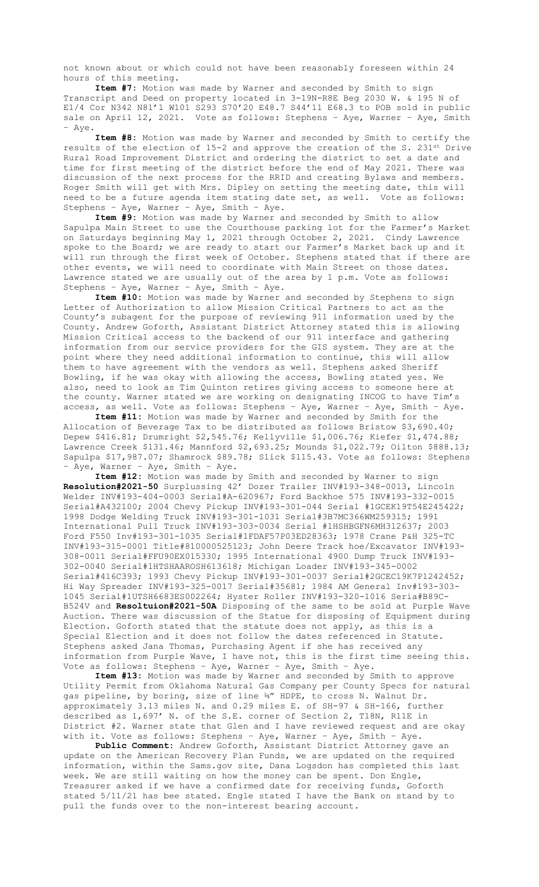not known about or which could not have been reasonably foreseen within 24 hours of this meeting.

**Item #7:** Motion was made by Warner and seconded by Smith to sign Transcript and Deed on property located in 3-19N-R8E Beg 2030 W. & 195 N of E1/4 Cor N342 N81'1 W101 S293 S70'20 E48.7 S44'11 E68.3 to POB sold in public sale on April 12, 2021. Vote as follows: Stephens – Aye, Warner – Aye, Smith – Aye.

**Item #8:** Motion was made by Warner and seconded by Smith to certify the results of the election of 15-2 and approve the creation of the S. 231st Drive Rural Road Improvement District and ordering the district to set a date and time for first meeting of the district before the end of May 2021. There was discussion of the next process for the RRID and creating Bylaws and members. Roger Smith will get with Mrs. Dipley on setting the meeting date, this will need to be a future agenda item stating date set, as well. Vote as follows: Stephens – Aye, Warner – Aye, Smith – Aye.

**Item #9:** Motion was made by Warner and seconded by Smith to allow Sapulpa Main Street to use the Courthouse parking lot for the Farmer's Market on Saturdays beginning May 1, 2021 through October 2, 2021. Cindy Lawrence spoke to the Board; we are ready to start our Farmer's Market back up and it will run through the first week of October. Stephens stated that if there are other events, we will need to coordinate with Main Street on those dates. Lawrence stated we are usually out of the area by 1 p.m. Vote as follows: Stephens – Aye, Warner – Aye, Smith – Aye.

**Item #10:** Motion was made by Warner and seconded by Stephens to sign Letter of Authorization to allow Mission Critical Partners to act as the County's subagent for the purpose of reviewing 911 information used by the County. Andrew Goforth, Assistant District Attorney stated this is allowing Mission Critical access to the backend of our 911 interface and gathering information from our service providers for the GIS system. They are at the point where they need additional information to continue, this will allow them to have agreement with the vendors as well. Stephens asked Sheriff Bowling, if he was okay with allowing the access, Bowling stated yes. We also, need to look as Tim Quinton retires giving access to someone here at the county. Warner stated we are working on designating INCOG to have Tim's access, as well. Vote as follows: Stephens – Aye, Warner – Aye, Smith – Aye.

**Item #11:** Motion was made by Warner and seconded by Smith for the Allocation of Beverage Tax to be distributed as follows Bristow $3,690.40; Depew $416.81; Drumright $2,545.76; Kellyville $1,006.76; Kiefer $1,474.88; Lawrence Creek $131.46; Mannford $2,693.25; Mounds $1,022.79; Oilton $888.13; Sapulpa $17,987.07; Shamrock $89.78; Slick $115.43. Vote as follows: Stephens – Aye, Warner – Aye, Smith – Aye.

**Item #12:** Motion was made by Smith and seconded by Warner to sign **Resolution#2021-50** Surplussing 42' Dozer Trailer INV#193-348-0013, Lincoln Welder INV#193-404-0003 Serial#A-620967; Ford Backhoe 575 INV#193-332-0015 Serial#A432100; 2004 Chevy Pickup INV#193-301-044 Serial #1GCEK19T54E245422; 1998 Dodge Welding Truck INV#193-301-1031 Serial#3B7MC366WM259315; 1991 International Pull Truck INV#193-303-0034 Serial #1HSHBGFN6MH312637; 2003 Ford F550 Inv#193-301-1035 Serial#1FDAF57P03ED28363; 1978 Crane P&H 325-TC INV#193-315-0001 Title#810000525123; John Deere Track hoe/Excavator INV#193-308-0011 Serial#FFU90EX015330; 1995 International 4900 Dump Truck INV#193-302-0040 Serial#1HTSHAAROSH613618; Michigan Loader INV#193-345-0002 Serial#416C393; 1993 Chevy Pickup INV#193-301-0037 Serial#2GCEC19K7P1242452; Hi Way Spreader INV#193-325-0017 Serial#35681; 1984 AM General Inv#193-303-1045 Serial#1UTSH6683ES002264; Hyster Roller INV#193-320-1016 Seria#B89C-B524V and **Resoltuion#2021-50A** Disposing of the same to be sold at Purple Wave Auction. There was discussion of the Statue for disposing of Equipment during Election. Goforth stated that the statute does not apply, as this is a Special Election and it does not follow the dates referenced in Statute. Stephens asked Jana Thomas, Purchasing Agent if she has received any information from Purple Wave, I have not, this is the first time seeing this. Vote as follows: Stephens – Aye, Warner – Aye, Smith – Aye.

**Item #13:** Motion was made by Warner and seconded by Smith to approve Utility Permit from Oklahoma Natural Gas Company per County Specs for natural gas pipeline, by boring, size of line ¾" HDPE, to cross N. Walnut Dr. approximately 3.13 miles N. and 0.29 miles E. of SH-97 & SH-166, further described as 1,697' N. of the S.E. corner of Section 2, T18N, R11E in District #2. Warner state that Glen and I have reviewed request and are okay with it. Vote as follows: Stephens – Aye, Warner – Aye, Smith – Aye.

**Public Comment:** Andrew Goforth, Assistant District Attorney gave an update on the American Recovery Plan Funds, we are updated on the required information, within the Sams.gov site, Dana Logsdon has completed this last week. We are still waiting on how the money can be spent. Don Engle, Treasurer asked if we have a confirmed date for receiving funds, Goforth stated 5/11/21 has bee stated. Engle stated I have the Bank on stand by to pull the funds over to the non-interest bearing account.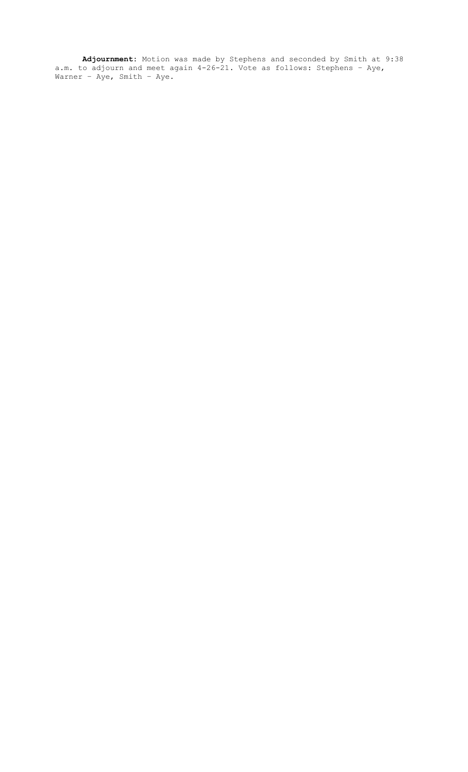**Adjournment**: Motion was made by Stephens and seconded by Smith at 9:38 a.m. to adjourn and meet again 4-26-21. Vote as follows: Stephens – Aye, Warner – Aye, Smith – Aye.